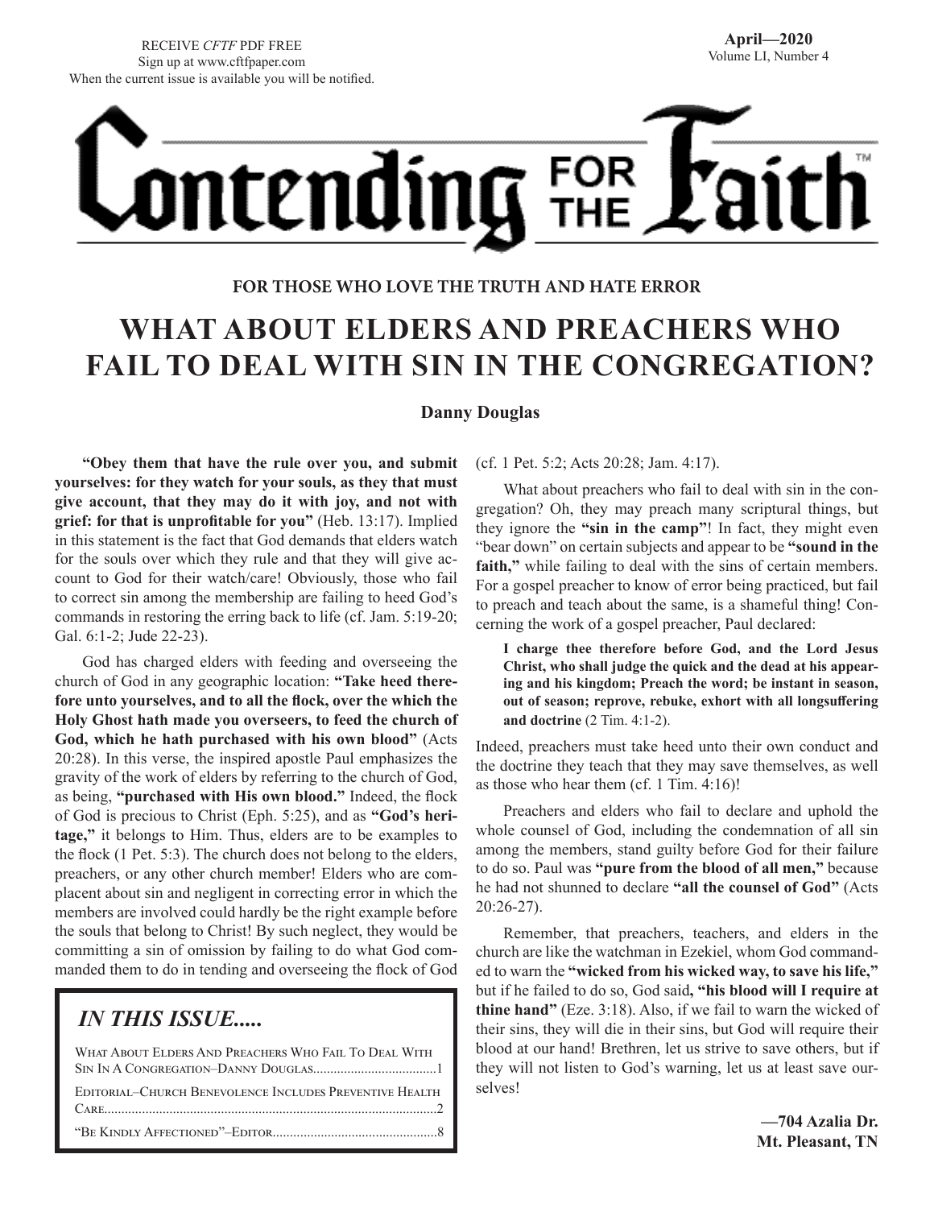RECEIVE *CFTF* PDF FREE
Sign up at www.cftfpaper.com
When the current issue is available you will be notified.

**April—2020**
Volume LI, Number 4

# Contending FOR THE Faith™

**FOR THOSE WHO LOVE THE TRUTH AND HATE ERROR**

## WHAT ABOUT ELDERS AND PREACHERS WHO FAIL TO DEAL WITH SIN IN THE CONGREGATION?

**Danny Douglas**

**"Obey them that have the rule over you, and submit yourselves: for they watch for your souls, as they that must give account, that they may do it with joy, and not with grief: for that is unprofitable for you"** (Heb. 13:17). Implied in this statement is the fact that God demands that elders watch for the souls over which they rule and that they will give account to God for their watch/care! Obviously, those who fail to correct sin among the membership are failing to heed God's commands in restoring the erring back to life (cf. Jam. 5:19-20; Gal. 6:1-2; Jude 22-23).

God has charged elders with feeding and overseeing the church of God in any geographic location: **"Take heed therefore unto yourselves, and to all the flock, over the which the Holy Ghost hath made you overseers, to feed the church of God, which he hath purchased with his own blood"** (Acts 20:28). In this verse, the inspired apostle Paul emphasizes the gravity of the work of elders by referring to the church of God, as being, **"purchased with His own blood."** Indeed, the flock of God is precious to Christ (Eph. 5:25), and as **"God's heritage,"** it belongs to Him. Thus, elders are to be examples to the flock (1 Pet. 5:3). The church does not belong to the elders, preachers, or any other church member! Elders who are complacent about sin and negligent in correcting error in which the members are involved could hardly be the right example before the souls that belong to Christ! By such neglect, they would be committing a sin of omission by failing to do what God commanded them to do in tending and overseeing the flock of God (cf. 1 Pet. 5:2; Acts 20:28; Jam. 4:17).

What about preachers who fail to deal with sin in the congregation? Oh, they may preach many scriptural things, but they ignore the **"sin in the camp"**! In fact, they might even "bear down" on certain subjects and appear to be **"sound in the faith,"** while failing to deal with the sins of certain members. For a gospel preacher to know of error being practiced, but fail to preach and teach about the same, is a shameful thing! Concerning the work of a gospel preacher, Paul declared:

> **I charge thee therefore before God, and the Lord Jesus Christ, who shall judge the quick and the dead at his appearing and his kingdom; Preach the word; be instant in season, out of season; reprove, rebuke, exhort with all longsuffering and doctrine** (2 Tim. 4:1-2).

Indeed, preachers must take heed unto their own conduct and the doctrine they teach that they may save themselves, as well as those who hear them (cf. 1 Tim. 4:16)!

Preachers and elders who fail to declare and uphold the whole counsel of God, including the condemnation of all sin among the members, stand guilty before God for their failure to do so. Paul was **"pure from the blood of all men,"** because he had not shunned to declare **"all the counsel of God"** (Acts 20:26-27).

Remember, that preachers, teachers, and elders in the church are like the watchman in Ezekiel, whom God commanded to warn the **"wicked from his wicked way, to save his life,"** but if he failed to do so, God said**, "his blood will I require at thine hand"** (Eze. 3:18). Also, if we fail to warn the wicked of their sins, they will die in their sins, but God will require their blood at our hand! Brethren, let us strive to save others, but if they will not listen to God's warning, let us at least save ourselves!

**—704 Azalia Dr.
Mt. Pleasant, TN**

### *IN THIS ISSUE.....*

What About Elders And Preachers Who Fail To Deal With Sin In A Congregation–Danny Douglas....................................1

Editorial–Church Benevolence Includes Preventive Health Care.................................................................................2

"Be Kindly Affectioned"–Editor...............................................8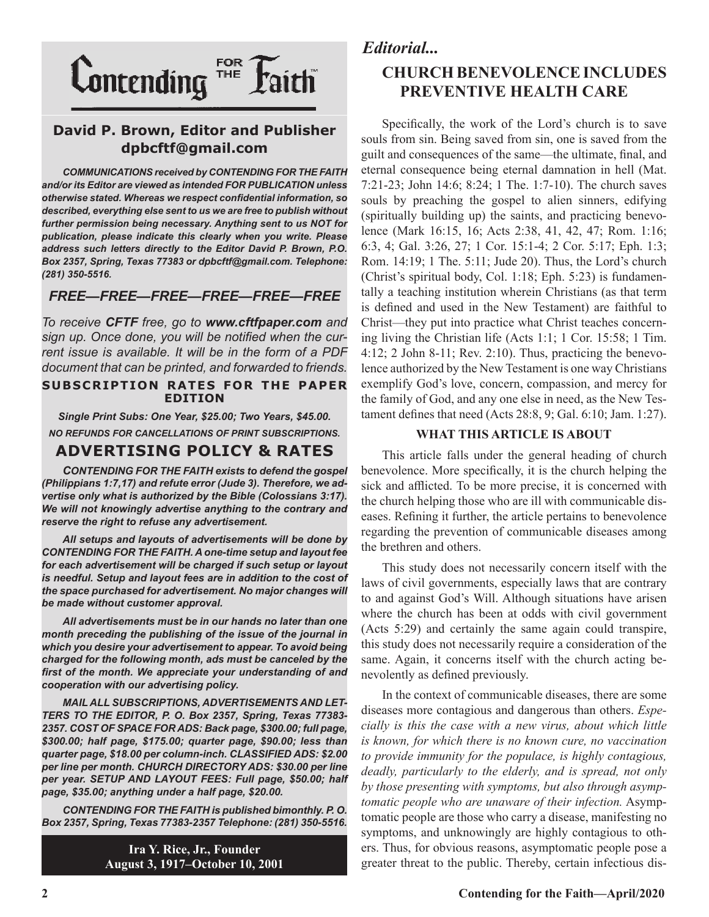# Contending FOR THE Faith™

## David P. Brown, Editor and Publisher
**dpbcftf@gmail.com**

***COMMUNICATIONS received by CONTENDING FOR THE FAITH and/or its Editor are viewed as intended FOR PUBLICATION unless otherwise stated. Whereas we respect confidential information, so described, everything else sent to us we are free to publish without further permission being necessary. Anything sent to us NOT for publication, please indicate this clearly when you write. Please address such letters directly to the Editor David P. Brown, P.O. Box 2357, Spring, Texas 77383 or dpbcftf@gmail.com. Telephone: (281) 350-5516.***

### *FREE—FREE—FREE—FREE—FREE—FREE*

*To receive **CFTF** free, go to **www.cftfpaper.com** and sign up. Once done, you will be notified when the current issue is available. It will be in the form of a PDF document that can be printed, and forwarded to friends.*

**SUBSCRIPTION RATES FOR THE PAPER EDITION**

***Single Print Subs: One Year, $25.00; Two Years, $45.00.***

***NO REFUNDS FOR CANCELLATIONS OF PRINT SUBSCRIPTIONS.***

### ADVERTISING POLICY & RATES

***CONTENDING FOR THE FAITH exists to defend the gospel (Philippians 1:7,17) and refute error (Jude 3). Therefore, we advertise only what is authorized by the Bible (Colossians 3:17). We will not knowingly advertise anything to the contrary and reserve the right to refuse any advertisement.***

***All setups and layouts of advertisements will be done by CONTENDING FOR THE FAITH. A one-time setup and layout fee for each advertisement will be charged if such setup or layout is needful. Setup and layout fees are in addition to the cost of the space purchased for advertisement. No major changes will be made without customer approval.***

***All advertisements must be in our hands no later than one month preceding the publishing of the issue of the journal in which you desire your advertisement to appear. To avoid being charged for the following month, ads must be canceled by the first of the month. We appreciate your understanding of and cooperation with our advertising policy.***

***MAIL ALL SUBSCRIPTIONS, ADVERTISEMENTS AND LETTERS TO THE EDITOR, P. O. Box 2357, Spring, Texas 77383-2357. COST OF SPACE FOR ADS: Back page, $300.00; full page, $300.00; half page, $175.00; quarter page, $90.00; less than quarter page, $18.00 per column-inch. CLASSIFIED ADS: $2.00 per line per month. CHURCH DIRECTORY ADS: $30.00 per line per year. SETUP AND LAYOUT FEES: Full page, $50.00; half page, $35.00; anything under a half page, $20.00.***

***CONTENDING FOR THE FAITH is published bimonthly. P. O. Box 2357, Spring, Texas 77383-2357 Telephone: (281) 350-5516.***

**Ira Y. Rice, Jr., Founder**
**August 3, 1917–October 10, 2001**

*Editorial...*

## CHURCH BENEVOLENCE INCLUDES PREVENTIVE HEALTH CARE

Specifically, the work of the Lord's church is to save souls from sin. Being saved from sin, one is saved from the guilt and consequences of the same—the ultimate, final, and eternal consequence being eternal damnation in hell (Mat. 7:21-23; John 14:6; 8:24; 1 The. 1:7-10). The church saves souls by preaching the gospel to alien sinners, edifying (spiritually building up) the saints, and practicing benevolence (Mark 16:15, 16; Acts 2:38, 41, 42, 47; Rom. 1:16; 6:3, 4; Gal. 3:26, 27; 1 Cor. 15:1-4; 2 Cor. 5:17; Eph. 1:3; Rom. 14:19; 1 The. 5:11; Jude 20). Thus, the Lord's church (Christ's spiritual body, Col. 1:18; Eph. 5:23) is fundamentally a teaching institution wherein Christians (as that term is defined and used in the New Testament) are faithful to Christ—they put into practice what Christ teaches concerning living the Christian life (Acts 1:1; 1 Cor. 15:58; 1 Tim. 4:12; 2 John 8-11; Rev. 2:10). Thus, practicing the benevolence authorized by the New Testament is one way Christians exemplify God's love, concern, compassion, and mercy for the family of God, and any one else in need, as the New Testament defines that need (Acts 28:8, 9; Gal. 6:10; Jam. 1:27).

### WHAT THIS ARTICLE IS ABOUT

This article falls under the general heading of church benevolence. More specifically, it is the church helping the sick and afflicted. To be more precise, it is concerned with the church helping those who are ill with communicable diseases. Refining it further, the article pertains to benevolence regarding the prevention of communicable diseases among the brethren and others.

This study does not necessarily concern itself with the laws of civil governments, especially laws that are contrary to and against God's Will. Although situations have arisen where the church has been at odds with civil government (Acts 5:29) and certainly the same again could transpire, this study does not necessarily require a consideration of the same. Again, it concerns itself with the church acting benevolently as defined previously.

In the context of communicable diseases, there are some diseases more contagious and dangerous than others. *Especially is this the case with a new virus, about which little is known, for which there is no known cure, no vaccination to provide immunity for the populace, is highly contagious, deadly, particularly to the elderly, and is spread, not only by those presenting with symptoms, but also through asymptomatic people who are unaware of their infection.* Asymptomatic people are those who carry a disease, manifesting no symptoms, and unknowingly are highly contagious to others. Thus, for obvious reasons, asymptomatic people pose a greater threat to the public. Thereby, certain infectious dis-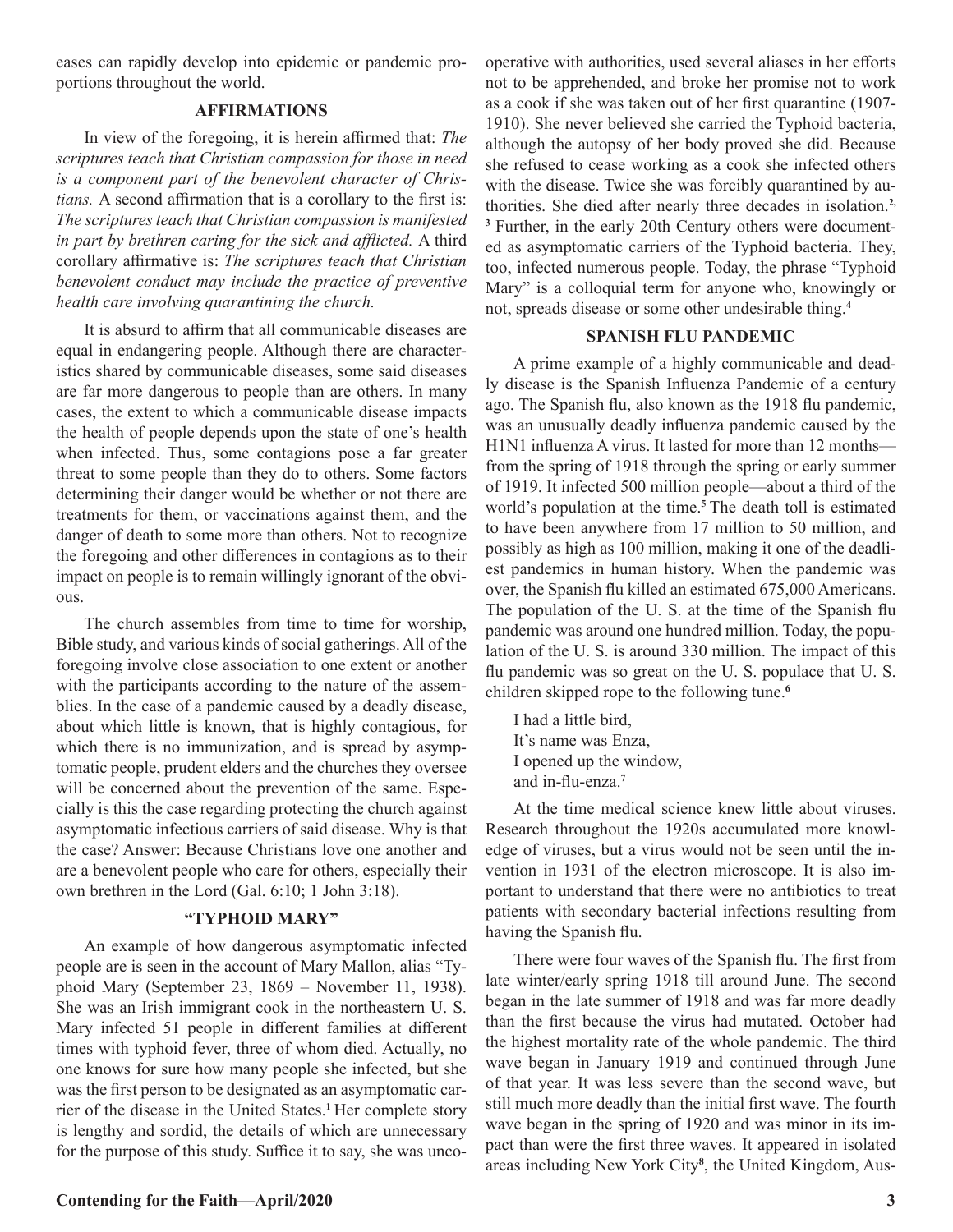eases can rapidly develop into epidemic or pandemic proportions throughout the world.

### AFFIRMATIONS

In view of the foregoing, it is herein affirmed that: *The scriptures teach that Christian compassion for those in need is a component part of the benevolent character of Christians.* A second affirmation that is a corollary to the first is: *The scriptures teach that Christian compassion is manifested in part by brethren caring for the sick and afflicted.* A third corollary affirmative is: *The scriptures teach that Christian benevolent conduct may include the practice of preventive health care involving quarantining the church.*

It is absurd to affirm that all communicable diseases are equal in endangering people. Although there are characteristics shared by communicable diseases, some said diseases are far more dangerous to people than are others. In many cases, the extent to which a communicable disease impacts the health of people depends upon the state of one's health when infected. Thus, some contagions pose a far greater threat to some people than they do to others. Some factors determining their danger would be whether or not there are treatments for them, or vaccinations against them, and the danger of death to some more than others. Not to recognize the foregoing and other differences in contagions as to their impact on people is to remain willingly ignorant of the obvious.

The church assembles from time to time for worship, Bible study, and various kinds of social gatherings. All of the foregoing involve close association to one extent or another with the participants according to the nature of the assemblies. In the case of a pandemic caused by a deadly disease, about which little is known, that is highly contagious, for which there is no immunization, and is spread by asymptomatic people, prudent elders and the churches they oversee will be concerned about the prevention of the same. Especially is this the case regarding protecting the church against asymptomatic infectious carriers of said disease. Why is that the case? Answer: Because Christians love one another and are a benevolent people who care for others, especially their own brethren in the Lord (Gal. 6:10; 1 John 3:18).

### "TYPHOID MARY"

An example of how dangerous asymptomatic infected people are is seen in the account of Mary Mallon, alias "Typhoid Mary (September 23, 1869 – November 11, 1938). She was an Irish immigrant cook in the northeastern U. S. Mary infected 51 people in different families at different times with typhoid fever, three of whom died. Actually, no one knows for sure how many people she infected, but she was the first person to be designated as an asymptomatic carrier of the disease in the United States.[1] Her complete story is lengthy and sordid, the details of which are unnecessary for the purpose of this study. Suffice it to say, she was uncooperative with authorities, used several aliases in her efforts not to be apprehended, and broke her promise not to work as a cook if she was taken out of her first quarantine (1907-1910). She never believed she carried the Typhoid bacteria, although the autopsy of her body proved she did. Because she refused to cease working as a cook she infected others with the disease. Twice she was forcibly quarantined by authorities. She died after nearly three decades in isolation.[2, 3] Further, in the early 20th Century others were documented as asymptomatic carriers of the Typhoid bacteria. They, too, infected numerous people. Today, the phrase "Typhoid Mary" is a colloquial term for anyone who, knowingly or not, spreads disease or some other undesirable thing.[4]

### SPANISH FLU PANDEMIC

A prime example of a highly communicable and deadly disease is the Spanish Influenza Pandemic of a century ago. The Spanish flu, also known as the 1918 flu pandemic, was an unusually deadly influenza pandemic caused by the H1N1 influenza A virus. It lasted for more than 12 months—from the spring of 1918 through the spring or early summer of 1919. It infected 500 million people—about a third of the world's population at the time.[5] The death toll is estimated to have been anywhere from 17 million to 50 million, and possibly as high as 100 million, making it one of the deadliest pandemics in human history. When the pandemic was over, the Spanish flu killed an estimated 675,000 Americans. The population of the U. S. at the time of the Spanish flu pandemic was around one hundred million. Today, the population of the U. S. is around 330 million. The impact of this flu pandemic was so great on the U. S. populace that U. S. children skipped rope to the following tune.[6]

I had a little bird,  
It's name was Enza,  
I opened up the window,  
and in-flu-enza.[7]

At the time medical science knew little about viruses. Research throughout the 1920s accumulated more knowledge of viruses, but a virus would not be seen until the invention in 1931 of the electron microscope. It is also important to understand that there were no antibiotics to treat patients with secondary bacterial infections resulting from having the Spanish flu.

There were four waves of the Spanish flu. The first from late winter/early spring 1918 till around June. The second began in the late summer of 1918 and was far more deadly than the first because the virus had mutated. October had the highest mortality rate of the whole pandemic. The third wave began in January 1919 and continued through June of that year. It was less severe than the second wave, but still much more deadly than the initial first wave. The fourth wave began in the spring of 1920 and was minor in its impact than were the first three waves. It appeared in isolated areas including New York City[8], the United Kingdom, Aus-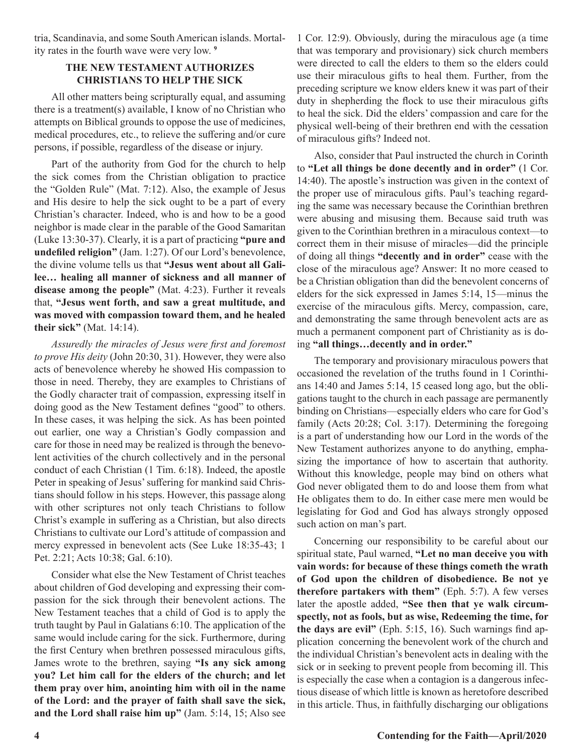tria, Scandinavia, and some South American islands. Mortality rates in the fourth wave were very low. [9]

## THE NEW TESTAMENT AUTHORIZES CHRISTIANS TO HELP THE SICK

All other matters being scripturally equal, and assuming there is a treatment(s) available, I know of no Christian who attempts on Biblical grounds to oppose the use of medicines, medical procedures, etc., to relieve the suffering and/or cure persons, if possible, regardless of the disease or injury.

Part of the authority from God for the church to help the sick comes from the Christian obligation to practice the "Golden Rule" (Mat. 7:12). Also, the example of Jesus and His desire to help the sick ought to be a part of every Christian's character. Indeed, who is and how to be a good neighbor is made clear in the parable of the Good Samaritan (Luke 13:30-37). Clearly, it is a part of practicing **"pure and undefiled religion"** (Jam. 1:27). Of our Lord's benevolence, the divine volume tells us that **"Jesus went about all Galilee… healing all manner of sickness and all manner of disease among the people"** (Mat. 4:23). Further it reveals that, **"Jesus went forth, and saw a great multitude, and was moved with compassion toward them, and he healed their sick"** (Mat. 14:14).

*Assuredly the miracles of Jesus were first and foremost to prove His deity* (John 20:30, 31). However, they were also acts of benevolence whereby he showed His compassion to those in need. Thereby, they are examples to Christians of the Godly character trait of compassion, expressing itself in doing good as the New Testament defines "good" to others. In these cases, it was helping the sick. As has been pointed out earlier, one way a Christian's Godly compassion and care for those in need may be realized is through the benevolent activities of the church collectively and in the personal conduct of each Christian (1 Tim. 6:18). Indeed, the apostle Peter in speaking of Jesus' suffering for mankind said Christians should follow in his steps. However, this passage along with other scriptures not only teach Christians to follow Christ's example in suffering as a Christian, but also directs Christians to cultivate our Lord's attitude of compassion and mercy expressed in benevolent acts (See Luke 18:35-43; 1 Pet. 2:21; Acts 10:38; Gal. 6:10).

Consider what else the New Testament of Christ teaches about children of God developing and expressing their compassion for the sick through their benevolent actions. The New Testament teaches that a child of God is to apply the truth taught by Paul in Galatians 6:10. The application of the same would include caring for the sick. Furthermore, during the first Century when brethren possessed miraculous gifts, James wrote to the brethren, saying **"Is any sick among you? Let him call for the elders of the church; and let them pray over him, anointing him with oil in the name of the Lord: and the prayer of faith shall save the sick, and the Lord shall raise him up"** (Jam. 5:14, 15; Also see 1 Cor. 12:9). Obviously, during the miraculous age (a time that was temporary and provisionary) sick church members were directed to call the elders to them so the elders could use their miraculous gifts to heal them. Further, from the preceding scripture we know elders knew it was part of their duty in shepherding the flock to use their miraculous gifts to heal the sick. Did the elders' compassion and care for the physical well-being of their brethren end with the cessation of miraculous gifts? Indeed not.

Also, consider that Paul instructed the church in Corinth to **"Let all things be done decently and in order"** (1 Cor. 14:40). The apostle's instruction was given in the context of the proper use of miraculous gifts. Paul's teaching regarding the same was necessary because the Corinthian brethren were abusing and misusing them. Because said truth was given to the Corinthian brethren in a miraculous context—to correct them in their misuse of miracles—did the principle of doing all things **"decently and in order"** cease with the close of the miraculous age? Answer: It no more ceased to be a Christian obligation than did the benevolent concerns of elders for the sick expressed in James 5:14, 15—minus the exercise of the miraculous gifts. Mercy, compassion, care, and demonstrating the same through benevolent acts are as much a permanent component part of Christianity as is doing **"all things…decently and in order."**

The temporary and provisionary miraculous powers that occasioned the revelation of the truths found in 1 Corinthians 14:40 and James 5:14, 15 ceased long ago, but the obligations taught to the church in each passage are permanently binding on Christians—especially elders who care for God's family (Acts 20:28; Col. 3:17). Determining the foregoing is a part of understanding how our Lord in the words of the New Testament authorizes anyone to do anything, emphasizing the importance of how to ascertain that authority. Without this knowledge, people may bind on others what God never obligated them to do and loose them from what He obligates them to do. In either case mere men would be legislating for God and God has always strongly opposed such action on man's part.

Concerning our responsibility to be careful about our spiritual state, Paul warned, **"Let no man deceive you with vain words: for because of these things cometh the wrath of God upon the children of disobedience. Be not ye therefore partakers with them"** (Eph. 5:7). A few verses later the apostle added, **"See then that ye walk circumspectly, not as fools, but as wise, Redeeming the time, for the days are evil"** (Eph. 5:15, 16). Such warnings find application concerning the benevolent work of the church and the individual Christian's benevolent acts in dealing with the sick or in seeking to prevent people from becoming ill. This is especially the case when a contagion is a dangerous infectious disease of which little is known as heretofore described in this article. Thus, in faithfully discharging our obligations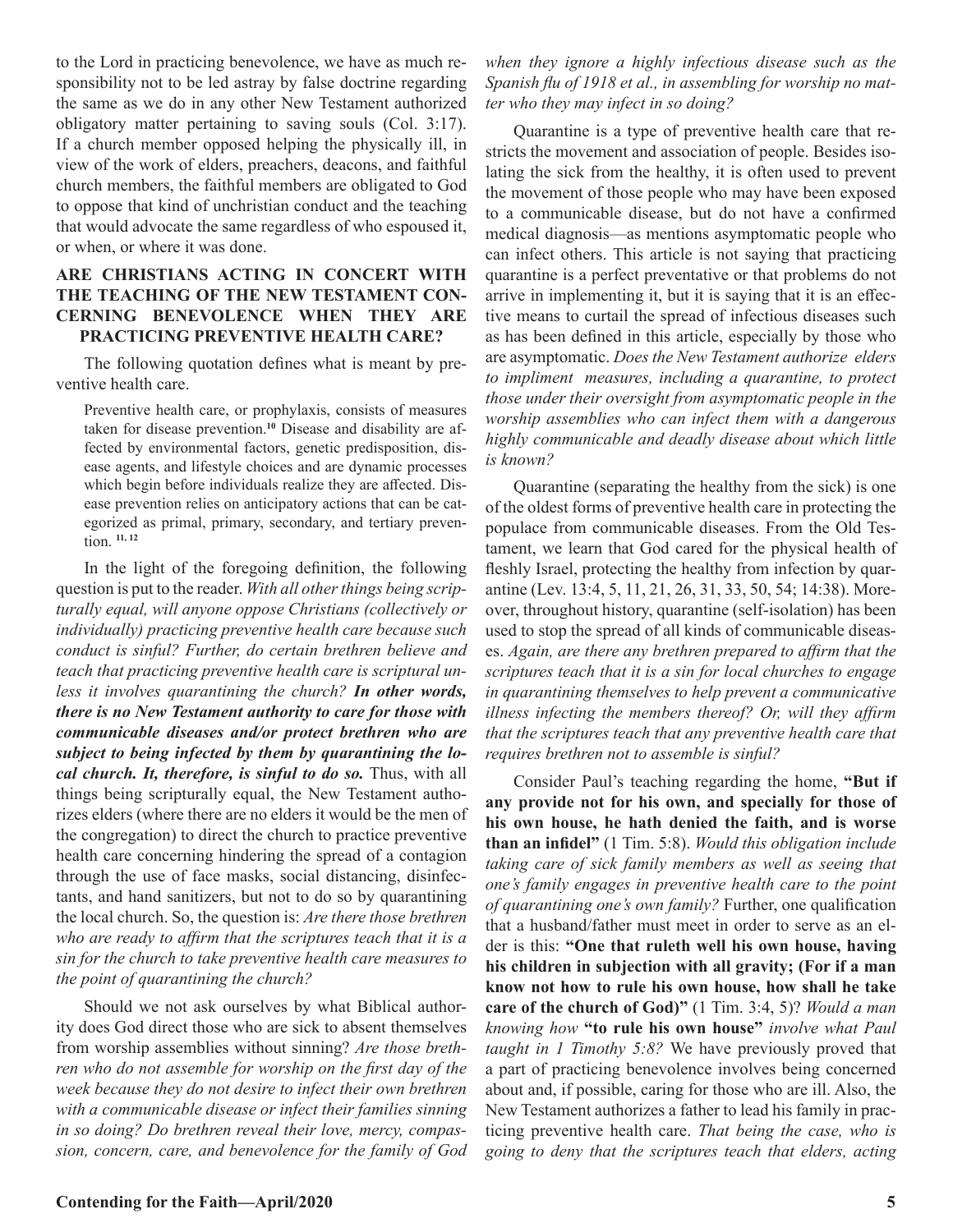to the Lord in practicing benevolence, we have as much responsibility not to be led astray by false doctrine regarding the same as we do in any other New Testament authorized obligatory matter pertaining to saving souls (Col. 3:17). If a church member opposed helping the physically ill, in view of the work of elders, preachers, deacons, and faithful church members, the faithful members are obligated to God to oppose that kind of unchristian conduct and the teaching that would advocate the same regardless of who espoused it, or when, or where it was done.

## ARE CHRISTIANS ACTING IN CONCERT WITH THE TEACHING OF THE NEW TESTAMENT CONCERNING BENEVOLENCE WHEN THEY ARE PRACTICING PREVENTIVE HEALTH CARE?

The following quotation defines what is meant by preventive health care.

> Preventive health care, or prophylaxis, consists of measures taken for disease prevention.[10] Disease and disability are affected by environmental factors, genetic predisposition, disease agents, and lifestyle choices and are dynamic processes which begin before individuals realize they are affected. Disease prevention relies on anticipatory actions that can be categorized as primal, primary, secondary, and tertiary prevention. [11, 12]

In the light of the foregoing definition, the following question is put to the reader. *With all other things being scripturally equal, will anyone oppose Christians (collectively or individually) practicing preventive health care because such conduct is sinful? Further, do certain brethren believe and teach that practicing preventive health care is scriptural unless it involves quarantining the church?* ***In other words, there is no New Testament authority to care for those with communicable diseases and/or protect brethren who are subject to being infected by them by quarantining the local church. It, therefore, is sinful to do so.*** Thus, with all things being scripturally equal, the New Testament authorizes elders (where there are no elders it would be the men of the congregation) to direct the church to practice preventive health care concerning hindering the spread of a contagion through the use of face masks, social distancing, disinfectants, and hand sanitizers, but not to do so by quarantining the local church. So, the question is: *Are there those brethren who are ready to affirm that the scriptures teach that it is a sin for the church to take preventive health care measures to the point of quarantining the church?*

Should we not ask ourselves by what Biblical authority does God direct those who are sick to absent themselves from worship assemblies without sinning? *Are those brethren who do not assemble for worship on the first day of the week because they do not desire to infect their own brethren with a communicable disease or infect their families sinning in so doing? Do brethren reveal their love, mercy, compassion, concern, care, and benevolence for the family of God when they ignore a highly infectious disease such as the Spanish flu of 1918 et al., in assembling for worship no matter who they may infect in so doing?*

Quarantine is a type of preventive health care that restricts the movement and association of people. Besides isolating the sick from the healthy, it is often used to prevent the movement of those people who may have been exposed to a communicable disease, but do not have a confirmed medical diagnosis—as mentions asymptomatic people who can infect others. This article is not saying that practicing quarantine is a perfect preventative or that problems do not arrive in implementing it, but it is saying that it is an effective means to curtail the spread of infectious diseases such as has been defined in this article, especially by those who are asymptomatic. *Does the New Testament authorize elders to impliment measures, including a quarantine, to protect those under their oversight from asymptomatic people in the worship assemblies who can infect them with a dangerous highly communicable and deadly disease about which little is known?*

Quarantine (separating the healthy from the sick) is one of the oldest forms of preventive health care in protecting the populace from communicable diseases. From the Old Testament, we learn that God cared for the physical health of fleshly Israel, protecting the healthy from infection by quarantine (Lev. 13:4, 5, 11, 21, 26, 31, 33, 50, 54; 14:38). Moreover, throughout history, quarantine (self-isolation) has been used to stop the spread of all kinds of communicable diseases. *Again, are there any brethren prepared to affirm that the scriptures teach that it is a sin for local churches to engage in quarantining themselves to help prevent a communicative illness infecting the members thereof? Or, will they affirm that the scriptures teach that any preventive health care that requires brethren not to assemble is sinful?*

Consider Paul's teaching regarding the home, **"But if any provide not for his own, and specially for those of his own house, he hath denied the faith, and is worse than an infidel"** (1 Tim. 5:8). *Would this obligation include taking care of sick family members as well as seeing that one's family engages in preventive health care to the point of quarantining one's own family?* Further, one qualification that a husband/father must meet in order to serve as an elder is this: **"One that ruleth well his own house, having his children in subjection with all gravity; (For if a man know not how to rule his own house, how shall he take care of the church of God)"** (1 Tim. 3:4, 5)? *Would a man knowing how* **"to rule his own house"** *involve what Paul taught in 1 Timothy 5:8?* We have previously proved that a part of practicing benevolence involves being concerned about and, if possible, caring for those who are ill. Also, the New Testament authorizes a father to lead his family in practicing preventive health care. *That being the case, who is going to deny that the scriptures teach that elders, acting*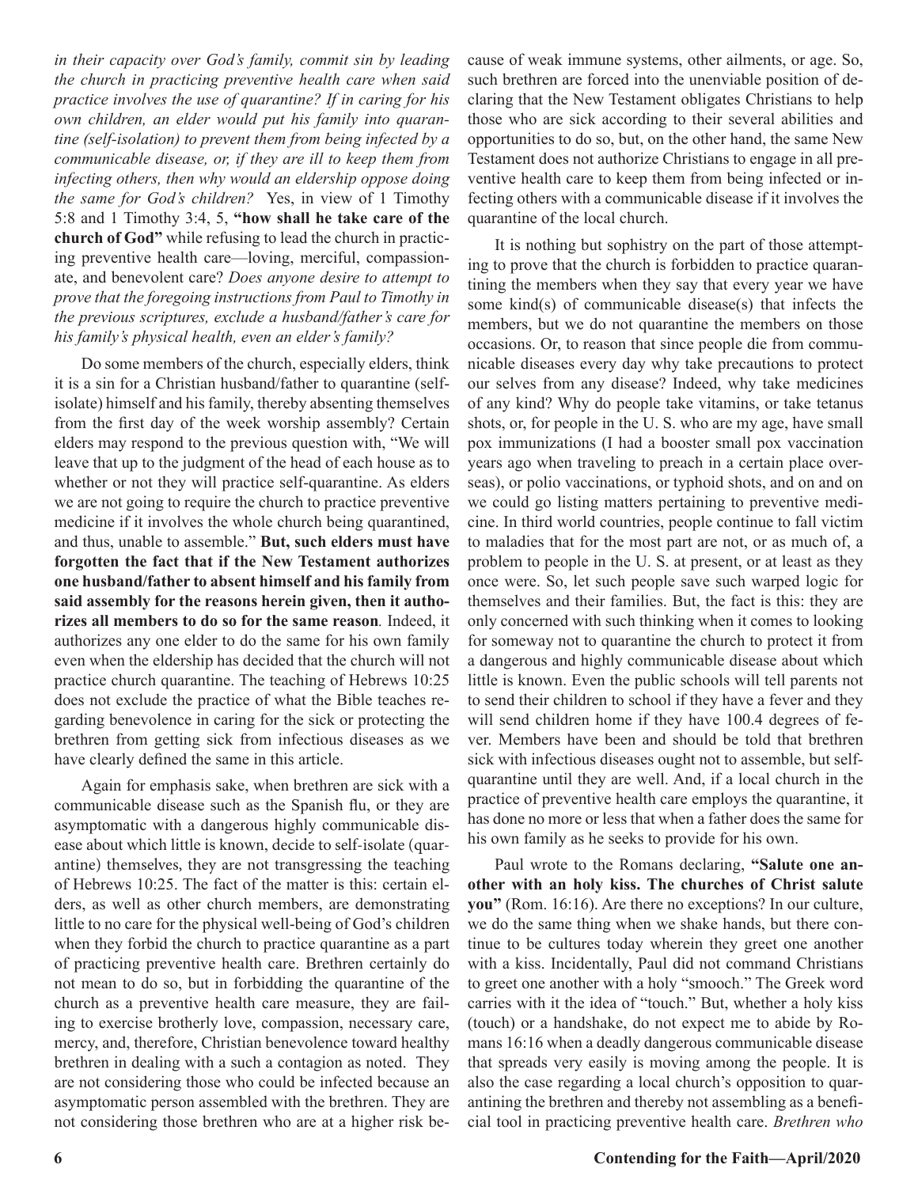*in their capacity over God's family, commit sin by leading the church in practicing preventive health care when said practice involves the use of quarantine? If in caring for his own children, an elder would put his family into quarantine (self-isolation) to prevent them from being infected by a communicable disease, or, if they are ill to keep them from infecting others, then why would an eldership oppose doing the same for God's children?* Yes, in view of 1 Timothy 5:8 and 1 Timothy 3:4, 5, **"how shall he take care of the church of God"** while refusing to lead the church in practicing preventive health care—loving, merciful, compassionate, and benevolent care? *Does anyone desire to attempt to prove that the foregoing instructions from Paul to Timothy in the previous scriptures, exclude a husband/father's care for his family's physical health, even an elder's family?*

Do some members of the church, especially elders, think it is a sin for a Christian husband/father to quarantine (self-isolate) himself and his family, thereby absenting themselves from the first day of the week worship assembly? Certain elders may respond to the previous question with, "We will leave that up to the judgment of the head of each house as to whether or not they will practice self-quarantine. As elders we are not going to require the church to practice preventive medicine if it involves the whole church being quarantined, and thus, unable to assemble." **But, such elders must have forgotten the fact that if the New Testament authorizes one husband/father to absent himself and his family from said assembly for the reasons herein given, then it authorizes all members to do so for the same reason***.* Indeed, it authorizes any one elder to do the same for his own family even when the eldership has decided that the church will not practice church quarantine. The teaching of Hebrews 10:25 does not exclude the practice of what the Bible teaches regarding benevolence in caring for the sick or protecting the brethren from getting sick from infectious diseases as we have clearly defined the same in this article.

Again for emphasis sake, when brethren are sick with a communicable disease such as the Spanish flu, or they are asymptomatic with a dangerous highly communicable disease about which little is known, decide to self-isolate (quarantine) themselves, they are not transgressing the teaching of Hebrews 10:25. The fact of the matter is this: certain elders, as well as other church members, are demonstrating little to no care for the physical well-being of God's children when they forbid the church to practice quarantine as a part of practicing preventive health care. Brethren certainly do not mean to do so, but in forbidding the quarantine of the church as a preventive health care measure, they are failing to exercise brotherly love, compassion, necessary care, mercy, and, therefore, Christian benevolence toward healthy brethren in dealing with a such a contagion as noted. They are not considering those who could be infected because an asymptomatic person assembled with the brethren. They are not considering those brethren who are at a higher risk because of weak immune systems, other ailments, or age. So, such brethren are forced into the unenviable position of declaring that the New Testament obligates Christians to help those who are sick according to their several abilities and opportunities to do so, but, on the other hand, the same New Testament does not authorize Christians to engage in all preventive health care to keep them from being infected or infecting others with a communicable disease if it involves the quarantine of the local church.

It is nothing but sophistry on the part of those attempting to prove that the church is forbidden to practice quarantining the members when they say that every year we have some kind(s) of communicable disease(s) that infects the members, but we do not quarantine the members on those occasions. Or, to reason that since people die from communicable diseases every day why take precautions to protect our selves from any disease? Indeed, why take medicines of any kind? Why do people take vitamins, or take tetanus shots, or, for people in the U. S. who are my age, have small pox immunizations (I had a booster small pox vaccination years ago when traveling to preach in a certain place overseas), or polio vaccinations, or typhoid shots, and on and on we could go listing matters pertaining to preventive medicine. In third world countries, people continue to fall victim to maladies that for the most part are not, or as much of, a problem to people in the U. S. at present, or at least as they once were. So, let such people save such warped logic for themselves and their families. But, the fact is this: they are only concerned with such thinking when it comes to looking for someway not to quarantine the church to protect it from a dangerous and highly communicable disease about which little is known. Even the public schools will tell parents not to send their children to school if they have a fever and they will send children home if they have 100.4 degrees of fever. Members have been and should be told that brethren sick with infectious diseases ought not to assemble, but self-quarantine until they are well. And, if a local church in the practice of preventive health care employs the quarantine, it has done no more or less that when a father does the same for his own family as he seeks to provide for his own.

Paul wrote to the Romans declaring, **"Salute one another with an holy kiss. The churches of Christ salute you"** (Rom. 16:16). Are there no exceptions? In our culture, we do the same thing when we shake hands, but there continue to be cultures today wherein they greet one another with a kiss. Incidentally, Paul did not command Christians to greet one another with a holy "smooch." The Greek word carries with it the idea of "touch." But, whether a holy kiss (touch) or a handshake, do not expect me to abide by Romans 16:16 when a deadly dangerous communicable disease that spreads very easily is moving among the people. It is also the case regarding a local church's opposition to quarantining the brethren and thereby not assembling as a beneficial tool in practicing preventive health care. *Brethren who*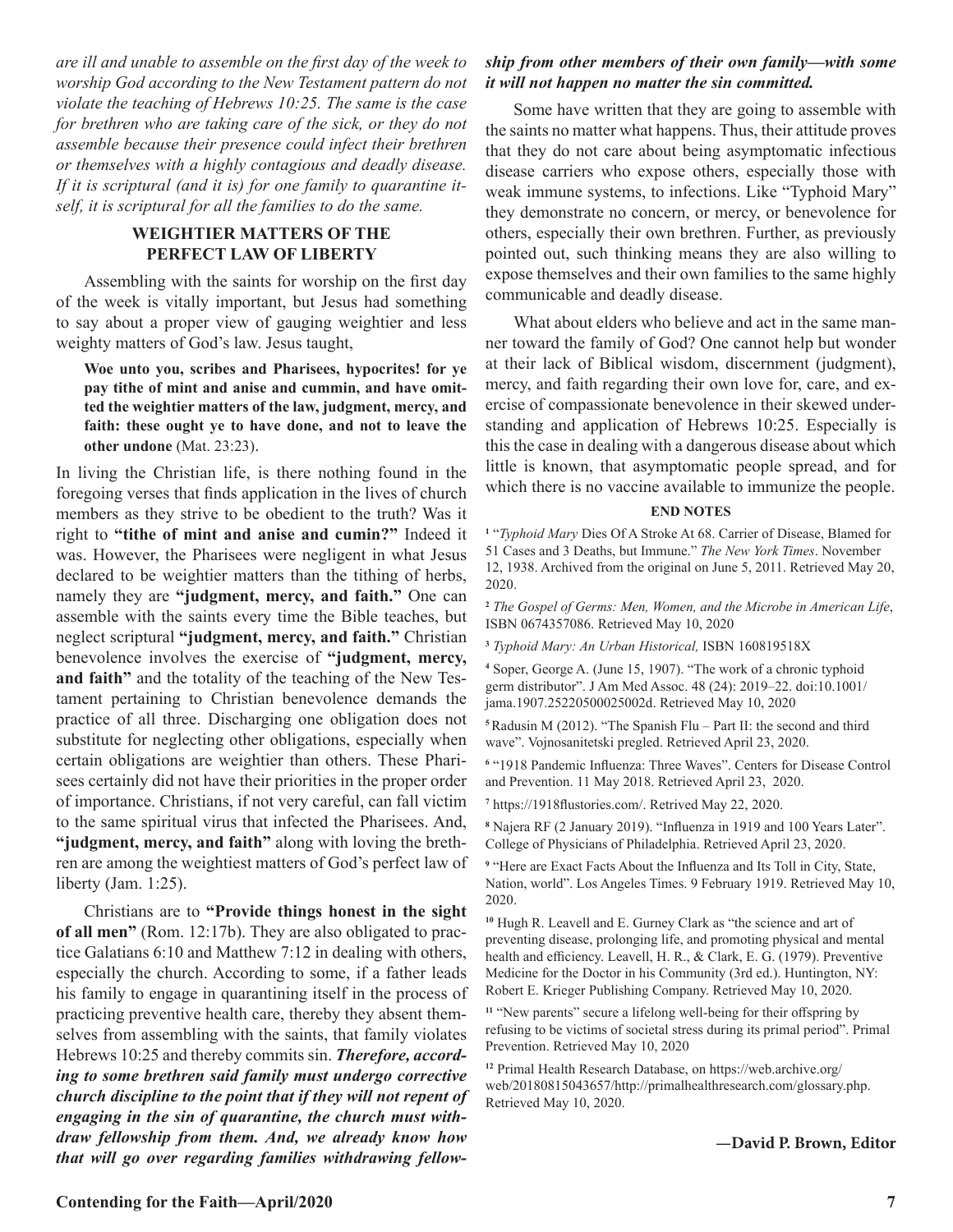*are ill and unable to assemble on the first day of the week to worship God according to the New Testament pattern do not violate the teaching of Hebrews 10:25. The same is the case for brethren who are taking care of the sick, or they do not assemble because their presence could infect their brethren or themselves with a highly contagious and deadly disease. If it is scriptural (and it is) for one family to quarantine itself, it is scriptural for all the families to do the same.*

## WEIGHTIER MATTERS OF THE PERFECT LAW OF LIBERTY

Assembling with the saints for worship on the first day of the week is vitally important, but Jesus had something to say about a proper view of gauging weightier and less weighty matters of God's law. Jesus taught,

> **Woe unto you, scribes and Pharisees, hypocrites! for ye pay tithe of mint and anise and cummin, and have omitted the weightier matters of the law, judgment, mercy, and faith: these ought ye to have done, and not to leave the other undone** (Mat. 23:23).

In living the Christian life, is there nothing found in the foregoing verses that finds application in the lives of church members as they strive to be obedient to the truth? Was it right to **"tithe of mint and anise and cumin?"** Indeed it was. However, the Pharisees were negligent in what Jesus declared to be weightier matters than the tithing of herbs, namely they are **"judgment, mercy, and faith."** One can assemble with the saints every time the Bible teaches, but neglect scriptural **"judgment, mercy, and faith."** Christian benevolence involves the exercise of **"judgment, mercy, and faith"** and the totality of the teaching of the New Testament pertaining to Christian benevolence demands the practice of all three. Discharging one obligation does not substitute for neglecting other obligations, especially when certain obligations are weightier than others. These Pharisees certainly did not have their priorities in the proper order of importance. Christians, if not very careful, can fall victim to the same spiritual virus that infected the Pharisees. And, **"judgment, mercy, and faith"** along with loving the brethren are among the weightiest matters of God's perfect law of liberty (Jam. 1:25).

Christians are to **"Provide things honest in the sight of all men"** (Rom. 12:17b). They are also obligated to practice Galatians 6:10 and Matthew 7:12 in dealing with others, especially the church. According to some, if a father leads his family to engage in quarantining itself in the process of practicing preventive health care, thereby they absent themselves from assembling with the saints, that family violates Hebrews 10:25 and thereby commits sin. ***Therefore, according to some brethren said family must undergo corrective church discipline to the point that if they will not repent of engaging in the sin of quarantine, the church must withdraw fellowship from them. And, we already know how that will go over regarding families withdrawing fellowship from other members of their own family—with some it will not happen no matter the sin committed.***

Some have written that they are going to assemble with the saints no matter what happens. Thus, their attitude proves that they do not care about being asymptomatic infectious disease carriers who expose others, especially those with weak immune systems, to infections. Like "Typhoid Mary" they demonstrate no concern, or mercy, or benevolence for others, especially their own brethren. Further, as previously pointed out, such thinking means they are also willing to expose themselves and their own families to the same highly communicable and deadly disease.

What about elders who believe and act in the same manner toward the family of God? One cannot help but wonder at their lack of Biblical wisdom, discernment (judgment), mercy, and faith regarding their own love for, care, and exercise of compassionate benevolence in their skewed understanding and application of Hebrews 10:25. Especially is this the case in dealing with a dangerous disease about which little is known, that asymptomatic people spread, and for which there is no vaccine available to immunize the people.

### END NOTES

[1] "*Typhoid Mary* Dies Of A Stroke At 68. Carrier of Disease, Blamed for 51 Cases and 3 Deaths, but Immune." *The New York Times*. November 12, 1938. Archived from the original on June 5, 2011. Retrieved May 20, 2020.

[2] *The Gospel of Germs: Men, Women, and the Microbe in American Life*, ISBN 0674357086. Retrieved May 10, 2020

[3] *Typhoid Mary: An Urban Historical,* ISBN 160819518X

[4] Soper, George A. (June 15, 1907). "The work of a chronic typhoid germ distributor". J Am Med Assoc. 48 (24): 2019–22. doi:10.1001/jama.1907.25220500025002d. Retrieved May 10, 2020

[5] Radusin M (2012). "The Spanish Flu – Part II: the second and third wave". Vojnosanitetski pregled. Retrieved April 23, 2020.

[6] "1918 Pandemic Influenza: Three Waves". Centers for Disease Control and Prevention. 11 May 2018. Retrieved April 23, 2020.

[7] https://1918flustories.com/. Retrived May 22, 2020.

[8] Najera RF (2 January 2019). "Influenza in 1919 and 100 Years Later". College of Physicians of Philadelphia. Retrieved April 23, 2020.

[9] "Here are Exact Facts About the Influenza and Its Toll in City, State, Nation, world". Los Angeles Times. 9 February 1919. Retrieved May 10, 2020.

[10] Hugh R. Leavell and E. Gurney Clark as "the science and art of preventing disease, prolonging life, and promoting physical and mental health and efficiency. Leavell, H. R., & Clark, E. G. (1979). Preventive Medicine for the Doctor in his Community (3rd ed.). Huntington, NY: Robert E. Krieger Publishing Company. Retrieved May 10, 2020.

[11] "New parents" secure a lifelong well-being for their offspring by refusing to be victims of societal stress during its primal period". Primal Prevention. Retrieved May 10, 2020

[12] Primal Health Research Database, on https://web.archive.org/web/20180815043657/http://primalhealthresearch.com/glossary.php. Retrieved May 10, 2020.

**—David P. Brown, Editor**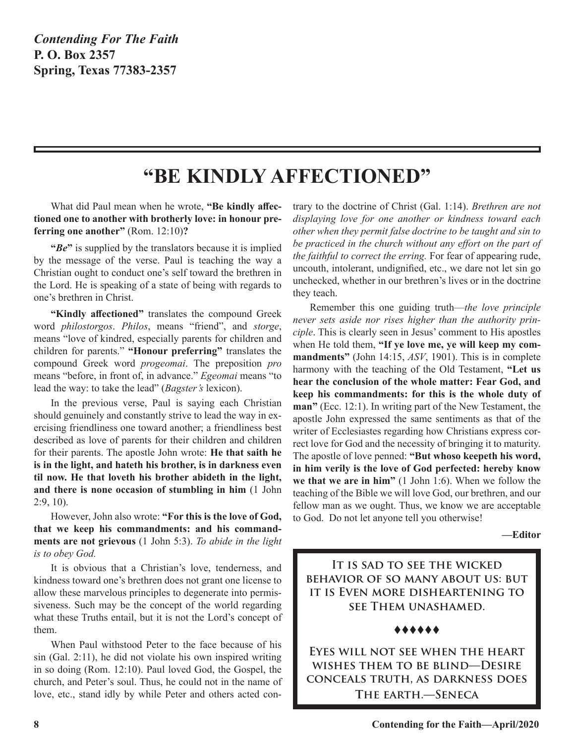*Contending For The Faith*
**P. O. Box 2357**
**Spring, Texas 77383-2357**

# "BE KINDLY AFFECTIONED"

What did Paul mean when he wrote, **"Be kindly affectioned one to another with brotherly love: in honour preferring one another"** (Rom. 12:10)**?**

**"*Be*"** is supplied by the translators because it is implied by the message of the verse. Paul is teaching the way a Christian ought to conduct one's self toward the brethren in the Lord. He is speaking of a state of being with regards to one's brethren in Christ.

**"Kindly affectioned"** translates the compound Greek word *philostorgos*. *Philos*, means "friend", and *storge*, means "love of kindred, especially parents for children and children for parents." **"Honour preferring"** translates the compound Greek word *progeomai*. The preposition *pro* means "before, in front of, in advance." *Egeomai* means "to lead the way: to take the lead" (*Bagster's* lexicon).

In the previous verse, Paul is saying each Christian should genuinely and constantly strive to lead the way in exercising friendliness one toward another; a friendliness best described as love of parents for their children and children for their parents. The apostle John wrote: **He that saith he is in the light, and hateth his brother, is in darkness even til now. He that loveth his brother abideth in the light, and there is none occasion of stumbling in him** (1 John 2:9, 10).

However, John also wrote: **"For this is the love of God, that we keep his commandments: and his commandments are not grievous** (1 John 5:3). *To abide in the light is to obey God.*

It is obvious that a Christian's love, tenderness, and kindness toward one's brethren does not grant one license to allow these marvelous principles to degenerate into permissiveness. Such may be the concept of the world regarding what these Truths entail, but it is not the Lord's concept of them.

When Paul withstood Peter to the face because of his sin (Gal. 2:11), he did not violate his own inspired writing in so doing (Rom. 12:10). Paul loved God, the Gospel, the church, and Peter's soul. Thus, he could not in the name of love, etc., stand idly by while Peter and others acted contrary to the doctrine of Christ (Gal. 1:14). *Brethren are not displaying love for one another or kindness toward each other when they permit false doctrine to be taught and sin to be practiced in the church without any effort on the part of the faithful to correct the erring.* For fear of appearing rude, uncouth, intolerant, undignified, etc., we dare not let sin go unchecked, whether in our brethren's lives or in the doctrine they teach.

Remember this one guiding truth—*the love principle never sets aside nor rises higher than the authority principle*. This is clearly seen in Jesus' comment to His apostles when He told them, **"If ye love me, ye will keep my commandments"** (John 14:15, *ASV*, 1901). This is in complete harmony with the teaching of the Old Testament, **"Let us hear the conclusion of the whole matter: Fear God, and keep his commandments: for this is the whole duty of man"** (Ecc. 12:1). In writing part of the New Testament, the apostle John expressed the same sentiments as that of the writer of Ecclesiastes regarding how Christians express correct love for God and the necessity of bringing it to maturity. The apostle of love penned: **"But whoso keepeth his word, in him verily is the love of God perfected: hereby know we that we are in him"** (1 John 1:6). When we follow the teaching of the Bible we will love God, our brethren, and our fellow man as we ought. Thus, we know we are acceptable to God. Do not let anyone tell you otherwise!

**—Editor**

IT IS SAD TO SEE THE WICKED BEHAVIOR OF SO MANY ABOUT US: BUT IT IS EVEN MORE DISHEARTENING TO SEE THEM UNASHAMED.

♦♦♦♦♦♦

EYES WILL NOT SEE WHEN THE HEART WISHES THEM TO BE BLIND—DESIRE CONCEALS TRUTH, AS DARKNESS DOES THE EARTH.—SENECA